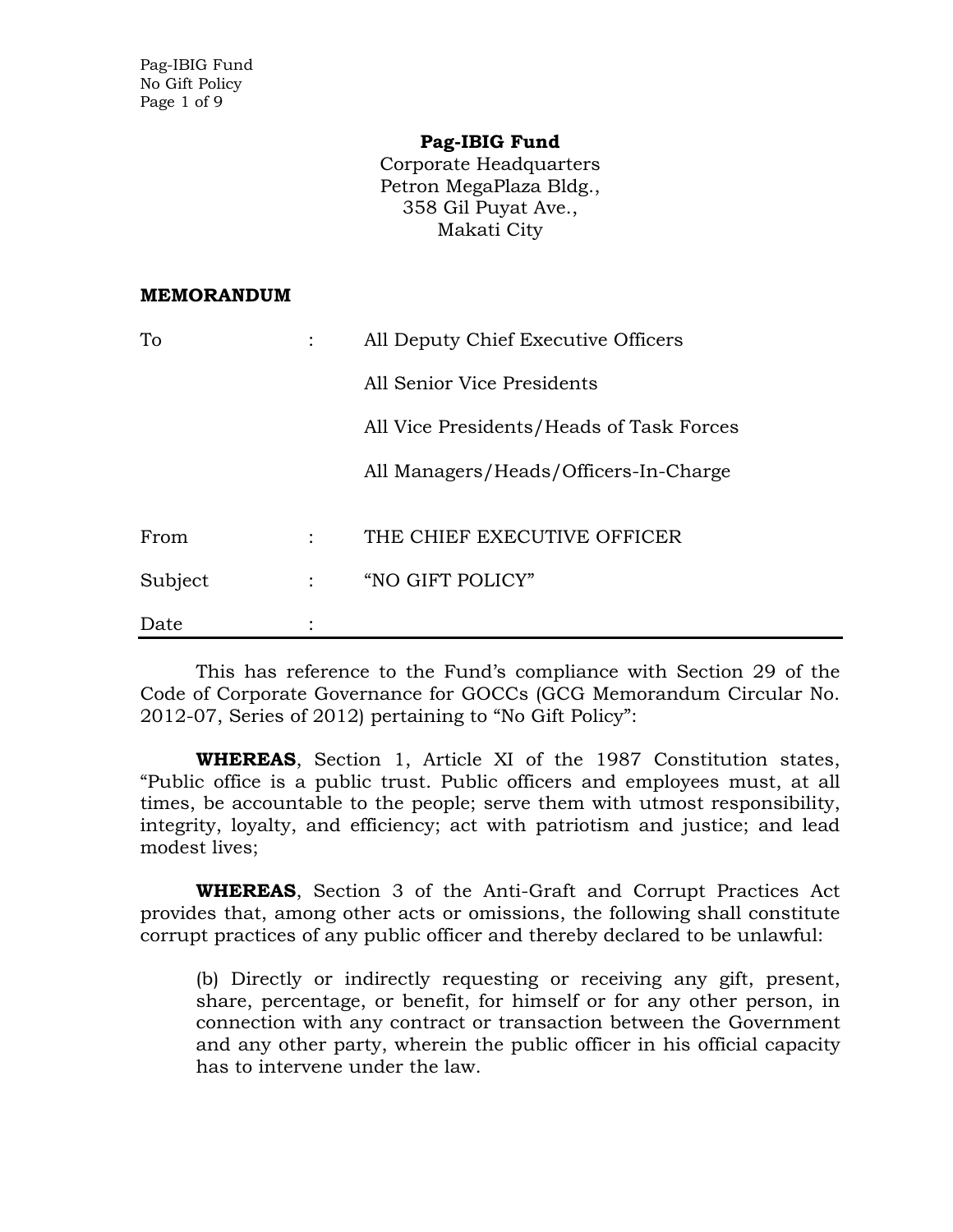**Pag-IBIG Fund**
Corporate Headquarters
Petron MegaPlaza Bldg.,
358 Gil Puyat Ave.,
Makati City

**MEMORANDUM**

| | | |
|---|---|---|
| To | : | All Deputy Chief Executive Officers |
| | | All Senior Vice Presidents |
| | | All Vice Presidents/Heads of Task Forces |
| | | All Managers/Heads/Officers-In-Charge |
| From | : | THE CHIEF EXECUTIVE OFFICER |
| Subject | : | "NO GIFT POLICY" |
| Date | : | |

---

This has reference to the Fund's compliance with Section 29 of the Code of Corporate Governance for GOCCs (GCG Memorandum Circular No. 2012-07, Series of 2012) pertaining to "No Gift Policy":

**WHEREAS**, Section 1, Article XI of the 1987 Constitution states, "Public office is a public trust. Public officers and employees must, at all times, be accountable to the people; serve them with utmost responsibility, integrity, loyalty, and efficiency; act with patriotism and justice; and lead modest lives;

**WHEREAS**, Section 3 of the Anti-Graft and Corrupt Practices Act provides that, among other acts or omissions, the following shall constitute corrupt practices of any public officer and thereby declared to be unlawful:

> (b) Directly or indirectly requesting or receiving any gift, present, share, percentage, or benefit, for himself or for any other person, in connection with any contract or transaction between the Government and any other party, wherein the public officer in his official capacity has to intervene under the law.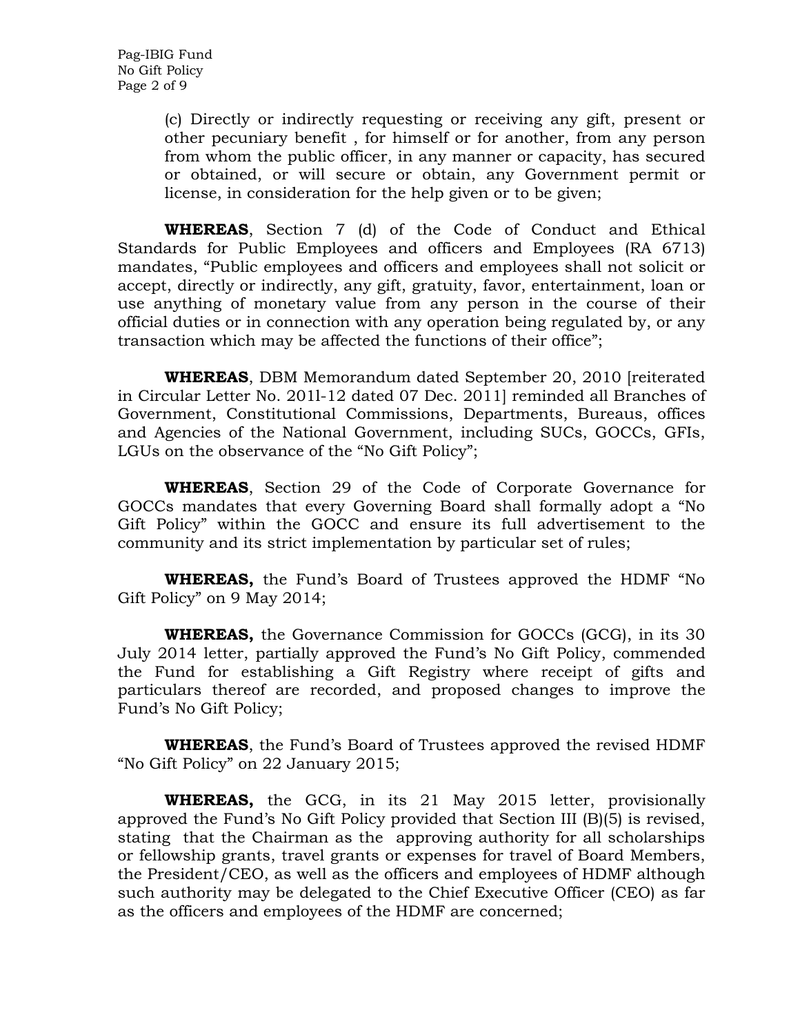(c) Directly or indirectly requesting or receiving any gift, present or other pecuniary benefit , for himself or for another, from any person from whom the public officer, in any manner or capacity, has secured or obtained, or will secure or obtain, any Government permit or license, in consideration for the help given or to be given;

**WHEREAS**, Section 7 (d) of the Code of Conduct and Ethical Standards for Public Employees and officers and Employees (RA 6713) mandates, "Public employees and officers and employees shall not solicit or accept, directly or indirectly, any gift, gratuity, favor, entertainment, loan or use anything of monetary value from any person in the course of their official duties or in connection with any operation being regulated by, or any transaction which may be affected the functions of their office";

**WHEREAS**, DBM Memorandum dated September 20, 2010 [reiterated in Circular Letter No. 2011-12 dated 07 Dec. 2011] reminded all Branches of Government, Constitutional Commissions, Departments, Bureaus, offices and Agencies of the National Government, including SUCs, GOCCs, GFIs, LGUs on the observance of the "No Gift Policy";

**WHEREAS**, Section 29 of the Code of Corporate Governance for GOCCs mandates that every Governing Board shall formally adopt a "No Gift Policy" within the GOCC and ensure its full advertisement to the community and its strict implementation by particular set of rules;

**WHEREAS,** the Fund's Board of Trustees approved the HDMF "No Gift Policy" on 9 May 2014;

**WHEREAS,** the Governance Commission for GOCCs (GCG), in its 30 July 2014 letter, partially approved the Fund's No Gift Policy, commended the Fund for establishing a Gift Registry where receipt of gifts and particulars thereof are recorded, and proposed changes to improve the Fund's No Gift Policy;

**WHEREAS**, the Fund's Board of Trustees approved the revised HDMF "No Gift Policy" on 22 January 2015;

**WHEREAS,** the GCG, in its 21 May 2015 letter, provisionally approved the Fund's No Gift Policy provided that Section III (B)(5) is revised, stating that the Chairman as the approving authority for all scholarships or fellowship grants, travel grants or expenses for travel of Board Members, the President/CEO, as well as the officers and employees of HDMF although such authority may be delegated to the Chief Executive Officer (CEO) as far as the officers and employees of the HDMF are concerned;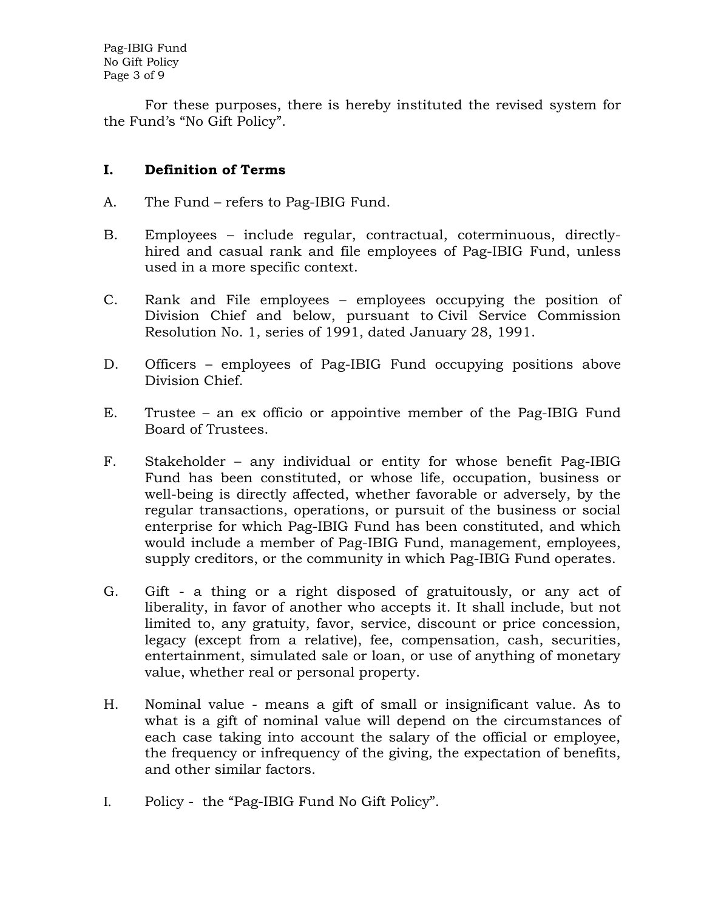For these purposes, there is hereby instituted the revised system for the Fund's "No Gift Policy".

## I. Definition of Terms

A. The Fund – refers to Pag-IBIG Fund.

B. Employees – include regular, contractual, coterminuous, directly-hired and casual rank and file employees of Pag-IBIG Fund, unless used in a more specific context.

C. Rank and File employees – employees occupying the position of Division Chief and below, pursuant to Civil Service Commission Resolution No. 1, series of 1991, dated January 28, 1991.

D. Officers – employees of Pag-IBIG Fund occupying positions above Division Chief.

E. Trustee – an ex officio or appointive member of the Pag-IBIG Fund Board of Trustees.

F. Stakeholder – any individual or entity for whose benefit Pag-IBIG Fund has been constituted, or whose life, occupation, business or well-being is directly affected, whether favorable or adversely, by the regular transactions, operations, or pursuit of the business or social enterprise for which Pag-IBIG Fund has been constituted, and which would include a member of Pag-IBIG Fund, management, employees, supply creditors, or the community in which Pag-IBIG Fund operates.

G. Gift - a thing or a right disposed of gratuitously, or any act of liberality, in favor of another who accepts it. It shall include, but not limited to, any gratuity, favor, service, discount or price concession, legacy (except from a relative), fee, compensation, cash, securities, entertainment, simulated sale or loan, or use of anything of monetary value, whether real or personal property.

H. Nominal value - means a gift of small or insignificant value. As to what is a gift of nominal value will depend on the circumstances of each case taking into account the salary of the official or employee, the frequency or infrequency of the giving, the expectation of benefits, and other similar factors.

I. Policy - the "Pag-IBIG Fund No Gift Policy".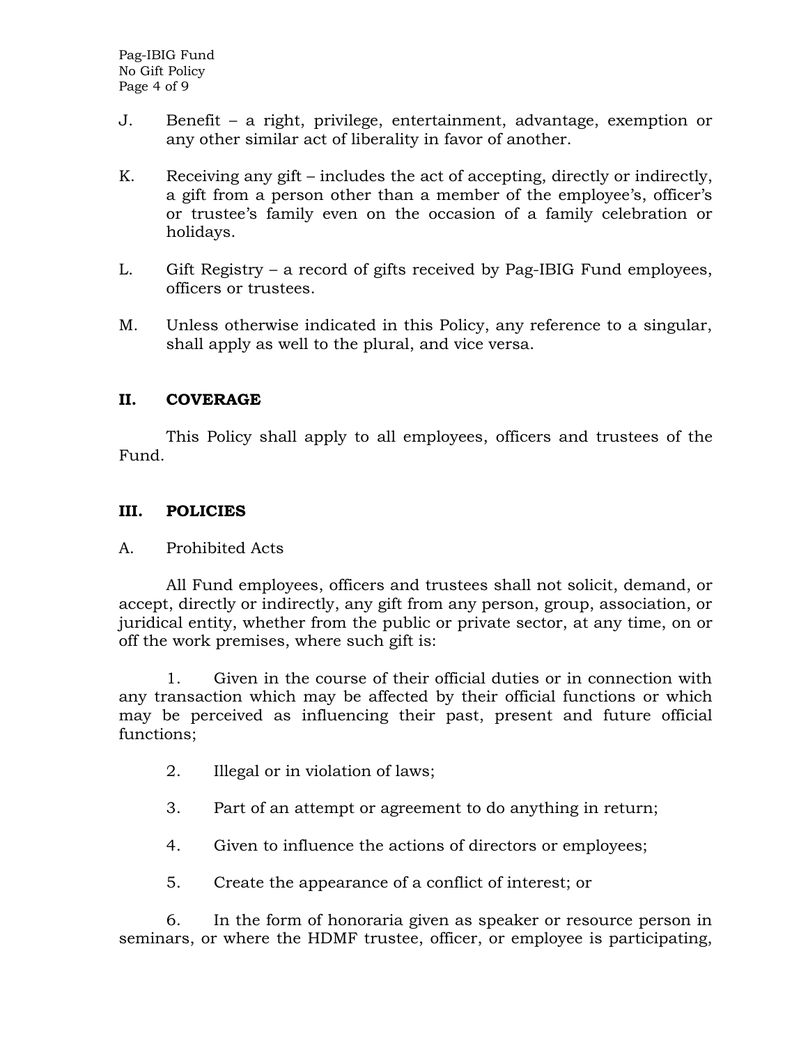J. Benefit – a right, privilege, entertainment, advantage, exemption or any other similar act of liberality in favor of another.

K. Receiving any gift – includes the act of accepting, directly or indirectly, a gift from a person other than a member of the employee's, officer's or trustee's family even on the occasion of a family celebration or holidays.

L. Gift Registry – a record of gifts received by Pag-IBIG Fund employees, officers or trustees.

M. Unless otherwise indicated in this Policy, any reference to a singular, shall apply as well to the plural, and vice versa.

## II. COVERAGE

This Policy shall apply to all employees, officers and trustees of the Fund.

## III. POLICIES

A. Prohibited Acts

All Fund employees, officers and trustees shall not solicit, demand, or accept, directly or indirectly, any gift from any person, group, association, or juridical entity, whether from the public or private sector, at any time, on or off the work premises, where such gift is:

1. Given in the course of their official duties or in connection with any transaction which may be affected by their official functions or which may be perceived as influencing their past, present and future official functions;

2. Illegal or in violation of laws;

3. Part of an attempt or agreement to do anything in return;

4. Given to influence the actions of directors or employees;

5. Create the appearance of a conflict of interest; or

6. In the form of honoraria given as speaker or resource person in seminars, or where the HDMF trustee, officer, or employee is participating,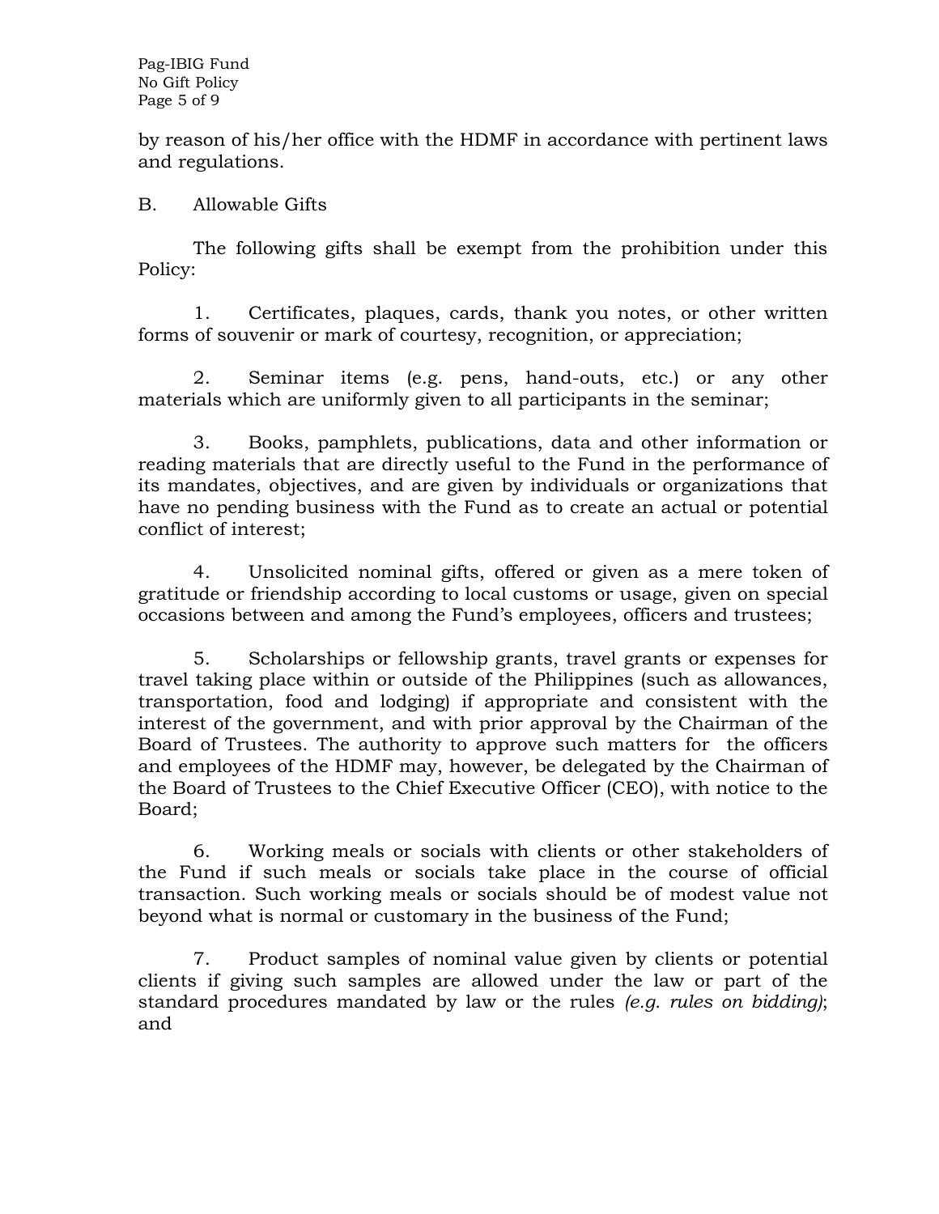by reason of his/her office with the HDMF in accordance with pertinent laws and regulations.

B. Allowable Gifts

The following gifts shall be exempt from the prohibition under this Policy:

1. Certificates, plaques, cards, thank you notes, or other written forms of souvenir or mark of courtesy, recognition, or appreciation;

2. Seminar items (e.g. pens, hand-outs, etc.) or any other materials which are uniformly given to all participants in the seminar;

3. Books, pamphlets, publications, data and other information or reading materials that are directly useful to the Fund in the performance of its mandates, objectives, and are given by individuals or organizations that have no pending business with the Fund as to create an actual or potential conflict of interest;

4. Unsolicited nominal gifts, offered or given as a mere token of gratitude or friendship according to local customs or usage, given on special occasions between and among the Fund's employees, officers and trustees;

5. Scholarships or fellowship grants, travel grants or expenses for travel taking place within or outside of the Philippines (such as allowances, transportation, food and lodging) if appropriate and consistent with the interest of the government, and with prior approval by the Chairman of the Board of Trustees. The authority to approve such matters for the officers and employees of the HDMF may, however, be delegated by the Chairman of the Board of Trustees to the Chief Executive Officer (CEO), with notice to the Board;

6. Working meals or socials with clients or other stakeholders of the Fund if such meals or socials take place in the course of official transaction. Such working meals or socials should be of modest value not beyond what is normal or customary in the business of the Fund;

7. Product samples of nominal value given by clients or potential clients if giving such samples are allowed under the law or part of the standard procedures mandated by law or the rules *(e.g. rules on bidding)*; and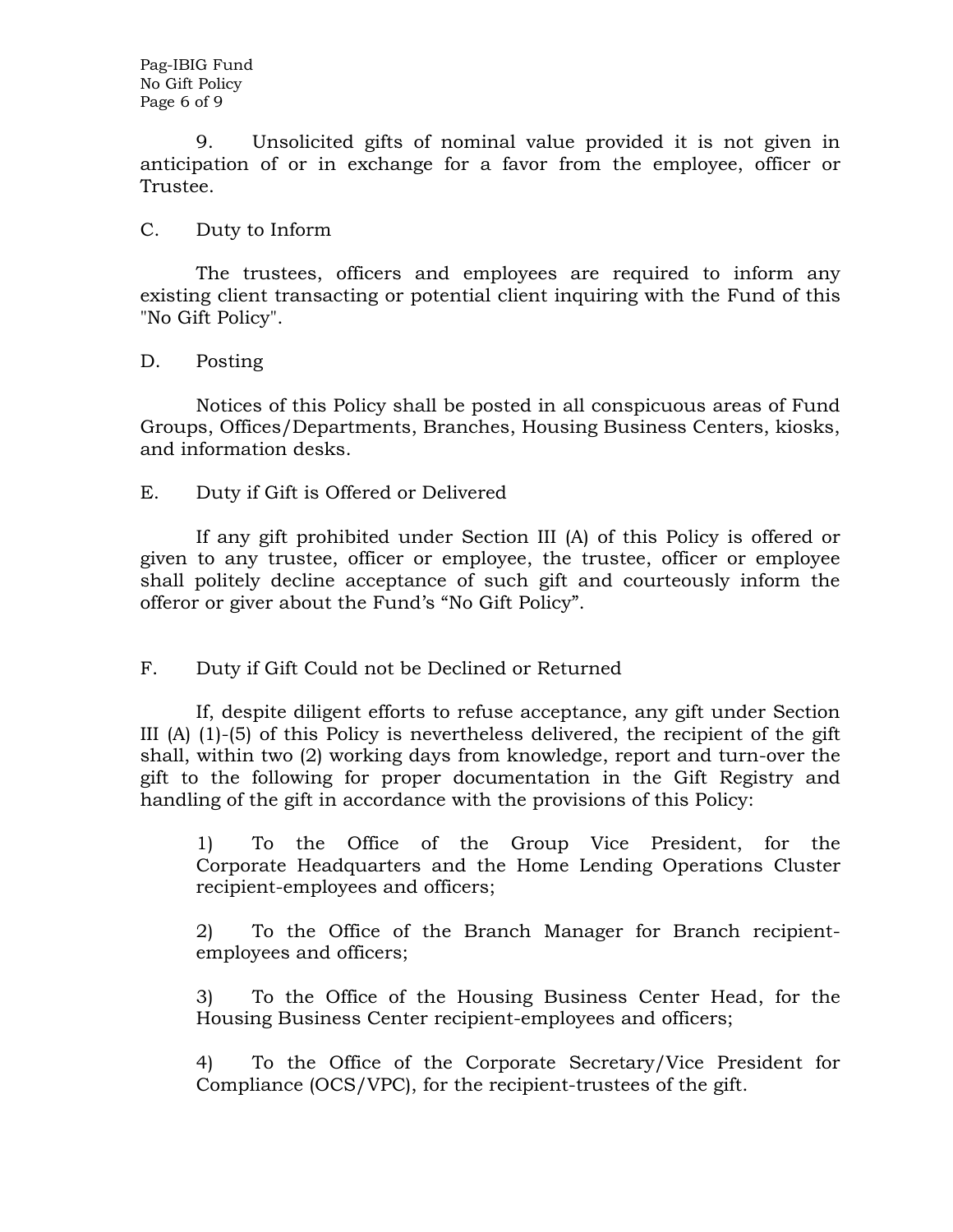9. Unsolicited gifts of nominal value provided it is not given in anticipation of or in exchange for a favor from the employee, officer or Trustee.

## C. Duty to Inform

The trustees, officers and employees are required to inform any existing client transacting or potential client inquiring with the Fund of this "No Gift Policy".

## D. Posting

Notices of this Policy shall be posted in all conspicuous areas of Fund Groups, Offices/Departments, Branches, Housing Business Centers, kiosks, and information desks.

## E. Duty if Gift is Offered or Delivered

If any gift prohibited under Section III (A) of this Policy is offered or given to any trustee, officer or employee, the trustee, officer or employee shall politely decline acceptance of such gift and courteously inform the offeror or giver about the Fund's "No Gift Policy".

## F. Duty if Gift Could not be Declined or Returned

If, despite diligent efforts to refuse acceptance, any gift under Section III (A) (1)-(5) of this Policy is nevertheless delivered, the recipient of the gift shall, within two (2) working days from knowledge, report and turn-over the gift to the following for proper documentation in the Gift Registry and handling of the gift in accordance with the provisions of this Policy:

1) To the Office of the Group Vice President, for the Corporate Headquarters and the Home Lending Operations Cluster recipient-employees and officers;

2) To the Office of the Branch Manager for Branch recipient-employees and officers;

3) To the Office of the Housing Business Center Head, for the Housing Business Center recipient-employees and officers;

4) To the Office of the Corporate Secretary/Vice President for Compliance (OCS/VPC), for the recipient-trustees of the gift.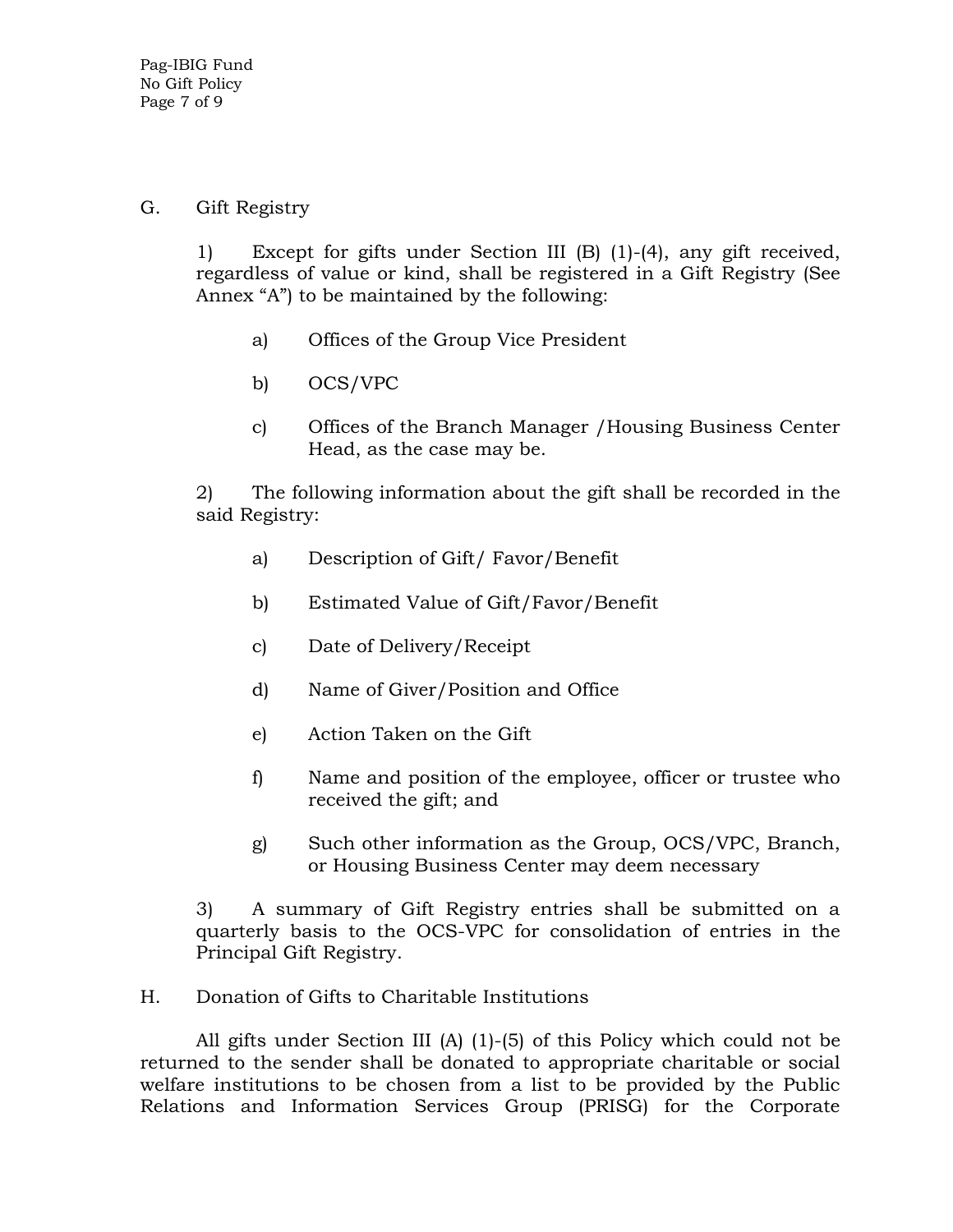G. Gift Registry

1) Except for gifts under Section III (B) (1)-(4), any gift received, regardless of value or kind, shall be registered in a Gift Registry (See Annex "A") to be maintained by the following:

a) Offices of the Group Vice President

b) OCS/VPC

c) Offices of the Branch Manager /Housing Business Center Head, as the case may be.

2) The following information about the gift shall be recorded in the said Registry:

a) Description of Gift/ Favor/Benefit

b) Estimated Value of Gift/Favor/Benefit

c) Date of Delivery/Receipt

d) Name of Giver/Position and Office

e) Action Taken on the Gift

f) Name and position of the employee, officer or trustee who received the gift; and

g) Such other information as the Group, OCS/VPC, Branch, or Housing Business Center may deem necessary

3) A summary of Gift Registry entries shall be submitted on a quarterly basis to the OCS-VPC for consolidation of entries in the Principal Gift Registry.

H. Donation of Gifts to Charitable Institutions

All gifts under Section III (A) (1)-(5) of this Policy which could not be returned to the sender shall be donated to appropriate charitable or social welfare institutions to be chosen from a list to be provided by the Public Relations and Information Services Group (PRISG) for the Corporate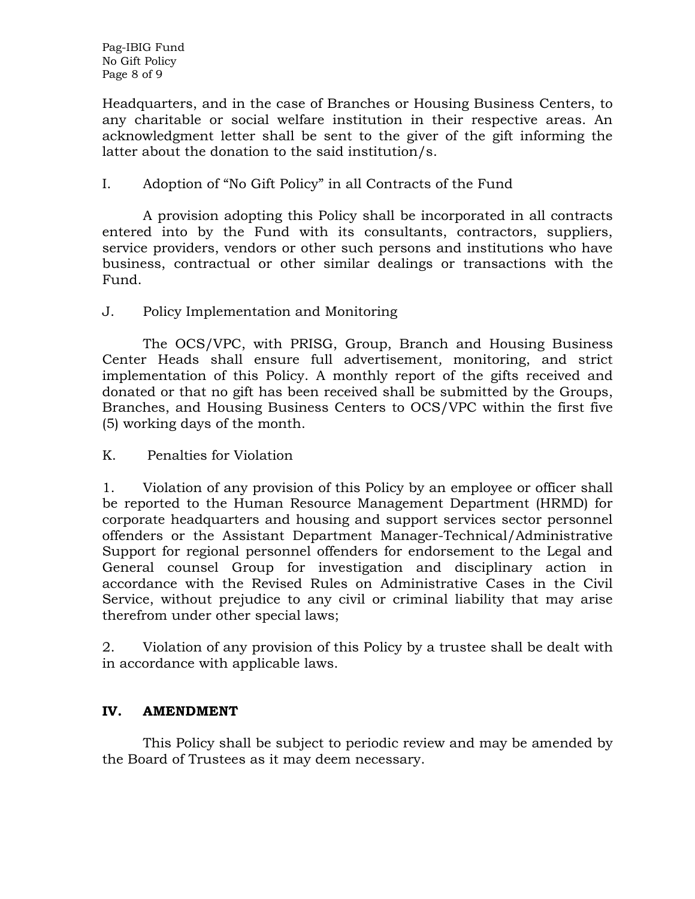Headquarters, and in the case of Branches or Housing Business Centers, to any charitable or social welfare institution in their respective areas. An acknowledgment letter shall be sent to the giver of the gift informing the latter about the donation to the said institution/s.

I. Adoption of "No Gift Policy" in all Contracts of the Fund

A provision adopting this Policy shall be incorporated in all contracts entered into by the Fund with its consultants, contractors, suppliers, service providers, vendors or other such persons and institutions who have business, contractual or other similar dealings or transactions with the Fund.

J. Policy Implementation and Monitoring

The OCS/VPC, with PRISG, Group, Branch and Housing Business Center Heads shall ensure full advertisement, monitoring, and strict implementation of this Policy. A monthly report of the gifts received and donated or that no gift has been received shall be submitted by the Groups, Branches, and Housing Business Centers to OCS/VPC within the first five (5) working days of the month.

K. Penalties for Violation

1. Violation of any provision of this Policy by an employee or officer shall be reported to the Human Resource Management Department (HRMD) for corporate headquarters and housing and support services sector personnel offenders or the Assistant Department Manager-Technical/Administrative Support for regional personnel offenders for endorsement to the Legal and General counsel Group for investigation and disciplinary action in accordance with the Revised Rules on Administrative Cases in the Civil Service, without prejudice to any civil or criminal liability that may arise therefrom under other special laws;

2. Violation of any provision of this Policy by a trustee shall be dealt with in accordance with applicable laws.

## IV. AMENDMENT

This Policy shall be subject to periodic review and may be amended by the Board of Trustees as it may deem necessary.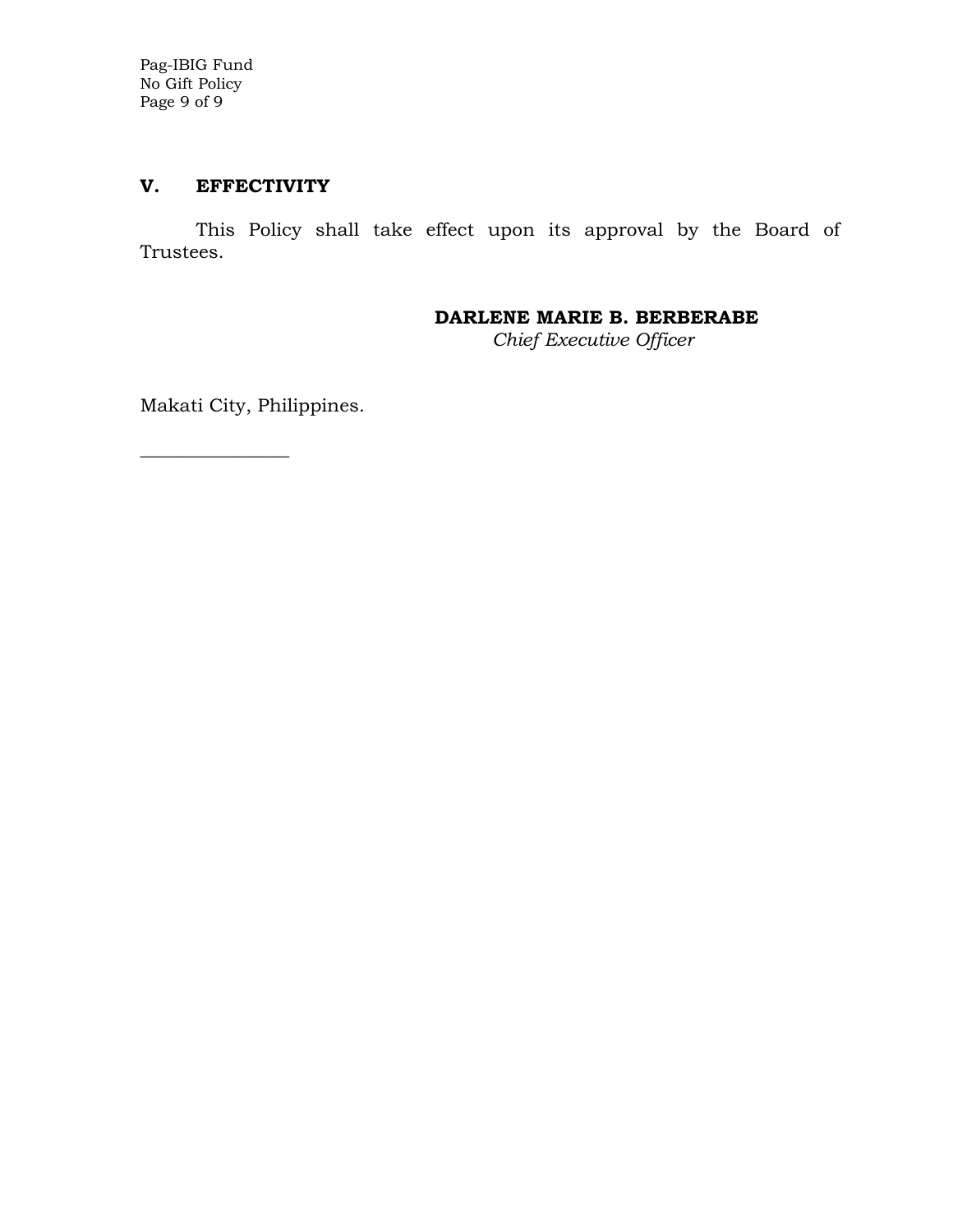## V. EFFECTIVITY

This Policy shall take effect upon its approval by the Board of Trustees.

**DARLENE MARIE B. BERBERABE**
*Chief Executive Officer*

Makati City, Philippines.

_______________